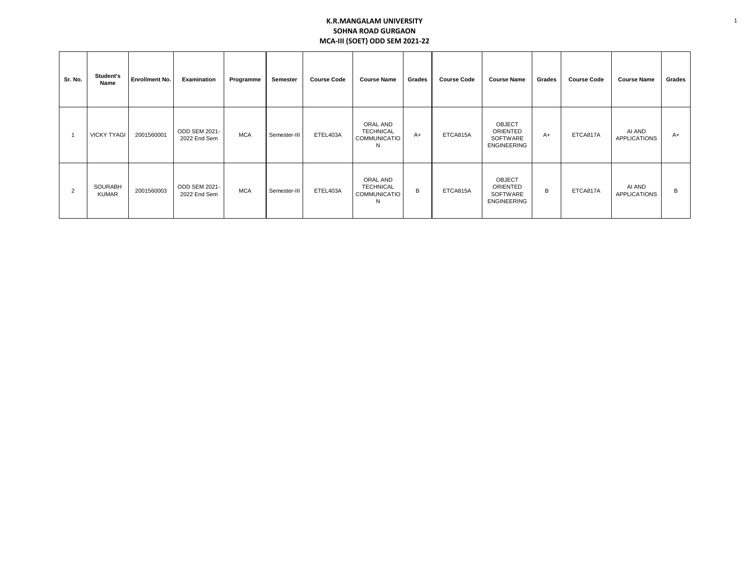**K.R.MANGALAM UNIVERSITY**

**SOHNA ROAD GURGAON**

**MCA-III (SOET) ODD SEM 2021-22**

| Sr. No. | Student's Name | Enrollment No. | Examination | Programme | Semester | Course Code | Course Name | Grades | Course Code | Course Name | Grades | Course Code | Course Name | Grades |
|---|---|---|---|---|---|---|---|---|---|---|---|---|---|---|
| 1 | VICKY TYAGI | 2001560001 | ODD SEM 2021-2022 End Sem | MCA | Semester-III | ETEL403A | ORAL AND TECHNICAL COMMUNICATION | A+ | ETCA815A | OBJECT ORIENTED SOFTWARE ENGINEERING | A+ | ETCA817A | AI AND APPLICATIONS | A+ |
| 2 | SOURABH KUMAR | 2001560003 | ODD SEM 2021-2022 End Sem | MCA | Semester-III | ETEL403A | ORAL AND TECHNICAL COMMUNICATION | B | ETCA815A | OBJECT ORIENTED SOFTWARE ENGINEERING | B | ETCA817A | AI AND APPLICATIONS | B |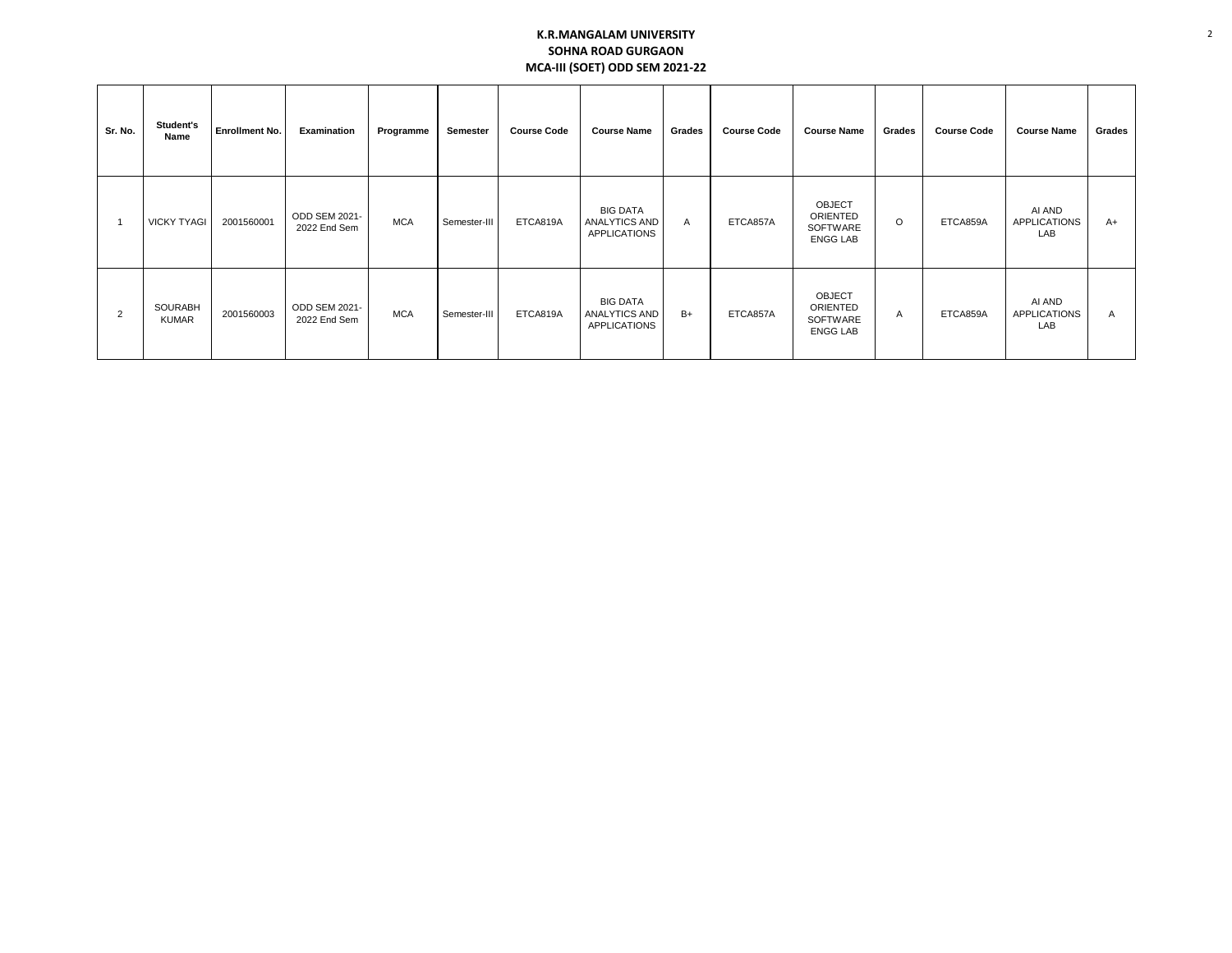**K.R.MANGALAM UNIVERSITY**

**SOHNA ROAD GURGAON**

**MCA-III (SOET) ODD SEM 2021-22**

| Sr. No. | Student's Name | Enrollment No. | Examination | Programme | Semester | Course Code | Course Name | Grades | Course Code | Course Name | Grades | Course Code | Course Name | Grades |
|---|---|---|---|---|---|---|---|---|---|---|---|---|---|---|
| 1 | VICKY TYAGI | 2001560001 | ODD SEM 2021-2022 End Sem | MCA | Semester-III | ETCA819A | BIG DATA ANALYTICS AND APPLICATIONS | A | ETCA857A | OBJECT ORIENTED SOFTWARE ENGG LAB | O | ETCA859A | AI AND APPLICATIONS LAB | A+ |
| 2 | SOURABH KUMAR | 2001560003 | ODD SEM 2021-2022 End Sem | MCA | Semester-III | ETCA819A | BIG DATA ANALYTICS AND APPLICATIONS | B+ | ETCA857A | OBJECT ORIENTED SOFTWARE ENGG LAB | A | ETCA859A | AI AND APPLICATIONS LAB | A |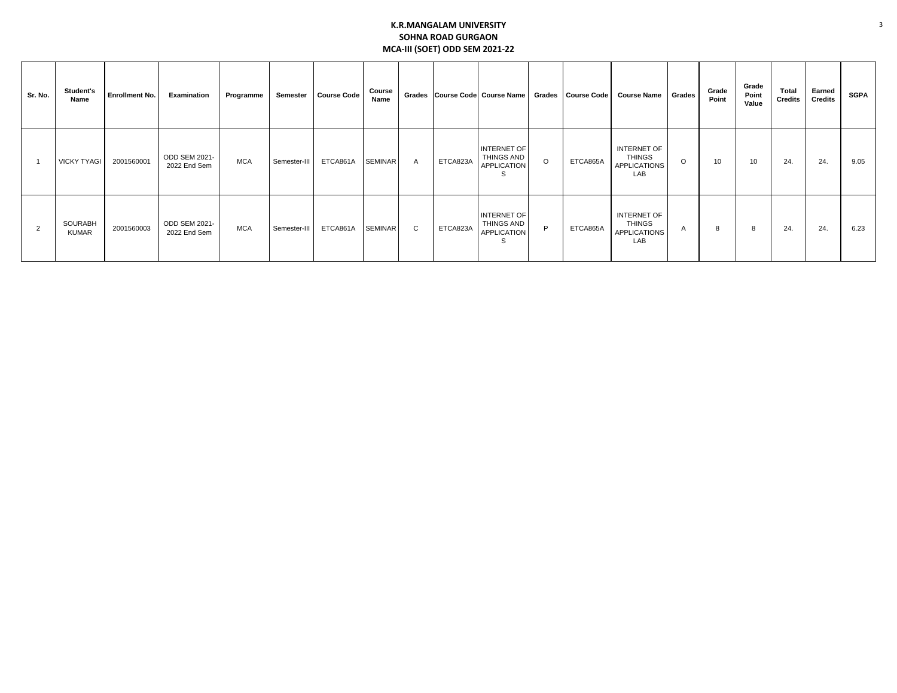**K.R.MANGALAM UNIVERSITY**
**SOHNA ROAD GURGAON**
**MCA-III (SOET) ODD SEM 2021-22**

| Sr. No. | Student's Name | Enrollment No. | Examination | Programme | Semester | Course Code | Course Name | Grades | Course Code | Course Name | Grades | Course Code | Course Name | Grades | Grade Point | Grade Point Value | Total Credits | Earned Credits | SGPA |
|---|---|---|---|---|---|---|---|---|---|---|---|---|---|---|---|---|---|---|---|
| 1 | VICKY TYAGI | 2001560001 | ODD SEM 2021-2022 End Sem | MCA | Semester-III | ETCA861A | SEMINAR | A | ETCA823A | INTERNET OF THINGS AND APPLICATIONS | O | ETCA865A | INTERNET OF THINGS APPLICATIONS LAB | O | 10 | 10 | 24. | 24. | 9.05 |
| 2 | SOURABH KUMAR | 2001560003 | ODD SEM 2021-2022 End Sem | MCA | Semester-III | ETCA861A | SEMINAR | C | ETCA823A | INTERNET OF THINGS AND APPLICATIONS | P | ETCA865A | INTERNET OF THINGS APPLICATIONS LAB | A | 8 | 8 | 24. | 24. | 6.23 |